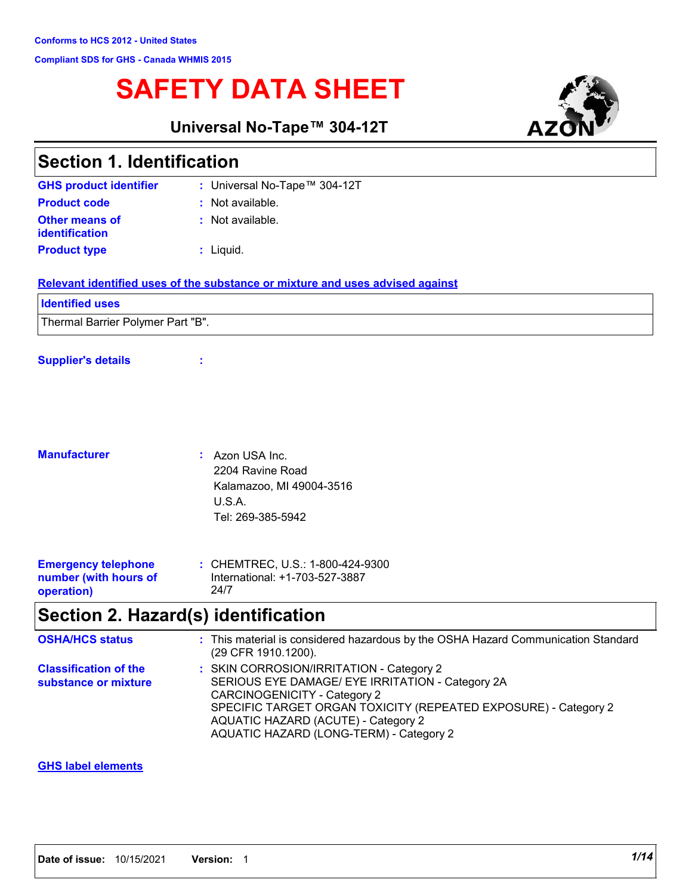Conforms to HCS 2012 - United States

Compliant SDS for GHS - Canada WHMIS 2015

# SAFETY DATA SHEET

**Universal No-Tape™ 304-12T**

AZON

## Section 1. Identification

**GHS product identifier** : Universal No-Tape™ 304-12T

**Product code** : Not available.

**Other means of identification** : Not available.

**Product type** : Liquid.

**Relevant identified uses of the substance or mixture and uses advised against**

| Identified uses |
| --- |
| Thermal Barrier Polymer Part "B". |

**Supplier's details** :

**Manufacturer** : Azon USA Inc.
2204 Ravine Road
Kalamazoo, MI 49004-3516
U.S.A.
Tel: 269-385-5942

**Emergency telephone number (with hours of operation)** : CHEMTREC, U.S.: 1-800-424-9300
International: +1-703-527-3887
24/7

## Section 2. Hazard(s) identification

**OSHA/HCS status** : This material is considered hazardous by the OSHA Hazard Communication Standard (29 CFR 1910.1200).

**Classification of the substance or mixture** : SKIN CORROSION/IRRITATION - Category 2
SERIOUS EYE DAMAGE/ EYE IRRITATION - Category 2A
CARCINOGENICITY - Category 2
SPECIFIC TARGET ORGAN TOXICITY (REPEATED EXPOSURE) - Category 2
AQUATIC HAZARD (ACUTE) - Category 2
AQUATIC HAZARD (LONG-TERM) - Category 2

**GHS label elements**

Date of issue: 10/15/2021 Version: 1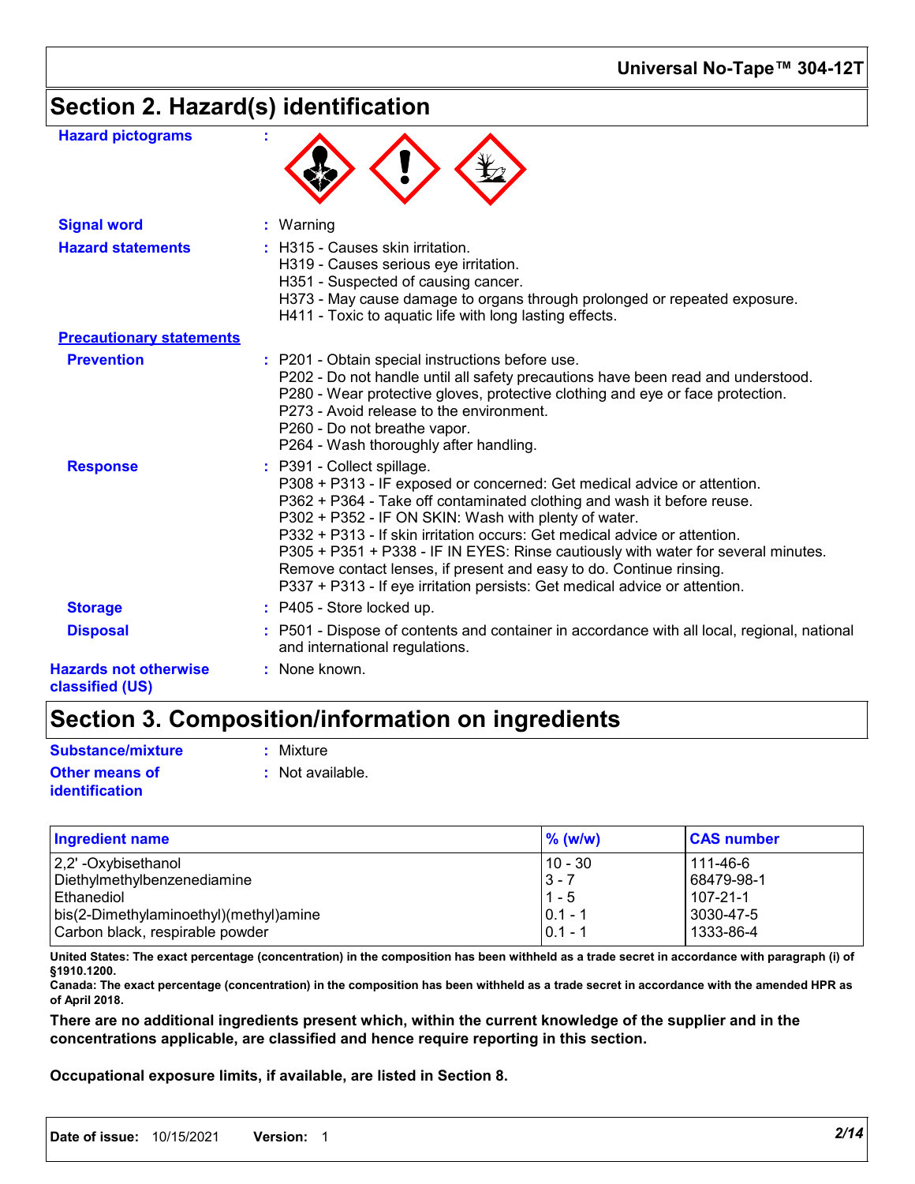## Section 2. Hazard(s) identification

**Hazard pictograms** :

**Signal word** : Warning

**Hazard statements** : H315 - Causes skin irritation.
H319 - Causes serious eye irritation.
H351 - Suspected of causing cancer.
H373 - May cause damage to organs through prolonged or repeated exposure.
H411 - Toxic to aquatic life with long lasting effects.

**Precautionary statements**

**Prevention** : P201 - Obtain special instructions before use.
P202 - Do not handle until all safety precautions have been read and understood.
P280 - Wear protective gloves, protective clothing and eye or face protection.
P273 - Avoid release to the environment.
P260 - Do not breathe vapor.
P264 - Wash thoroughly after handling.

**Response** : P391 - Collect spillage.
P308 + P313 - IF exposed or concerned: Get medical advice or attention.
P362 + P364 - Take off contaminated clothing and wash it before reuse.
P302 + P352 - IF ON SKIN: Wash with plenty of water.
P332 + P313 - If skin irritation occurs: Get medical advice or attention.
P305 + P351 + P338 - IF IN EYES: Rinse cautiously with water for several minutes. Remove contact lenses, if present and easy to do. Continue rinsing.
P337 + P313 - If eye irritation persists: Get medical advice or attention.

**Storage** : P405 - Store locked up.

**Disposal** : P501 - Dispose of contents and container in accordance with all local, regional, national and international regulations.

**Hazards not otherwise classified (US)** : None known.

## Section 3. Composition/information on ingredients

**Substance/mixture** : Mixture

**Other means of identification** : Not available.

| Ingredient name | % (w/w) | CAS number |
|---|---|---|
| 2,2' -Oxybisethanol | 10 - 30 | 111-46-6 |
| Diethylmethylbenzenediamine | 3 - 7 | 68479-98-1 |
| Ethanediol | 1 - 5 | 107-21-1 |
| bis(2-Dimethylaminoethyl)(methyl)amine | 0.1 - 1 | 3030-47-5 |
| Carbon black, respirable powder | 0.1 - 1 | 1333-86-4 |

**United States: The exact percentage (concentration) in the composition has been withheld as a trade secret in accordance with paragraph (i) of §1910.1200.**

**Canada: The exact percentage (concentration) in the composition has been withheld as a trade secret in accordance with the amended HPR as of April 2018.**

**There are no additional ingredients present which, within the current knowledge of the supplier and in the concentrations applicable, are classified and hence require reporting in this section.**

**Occupational exposure limits, if available, are listed in Section 8.**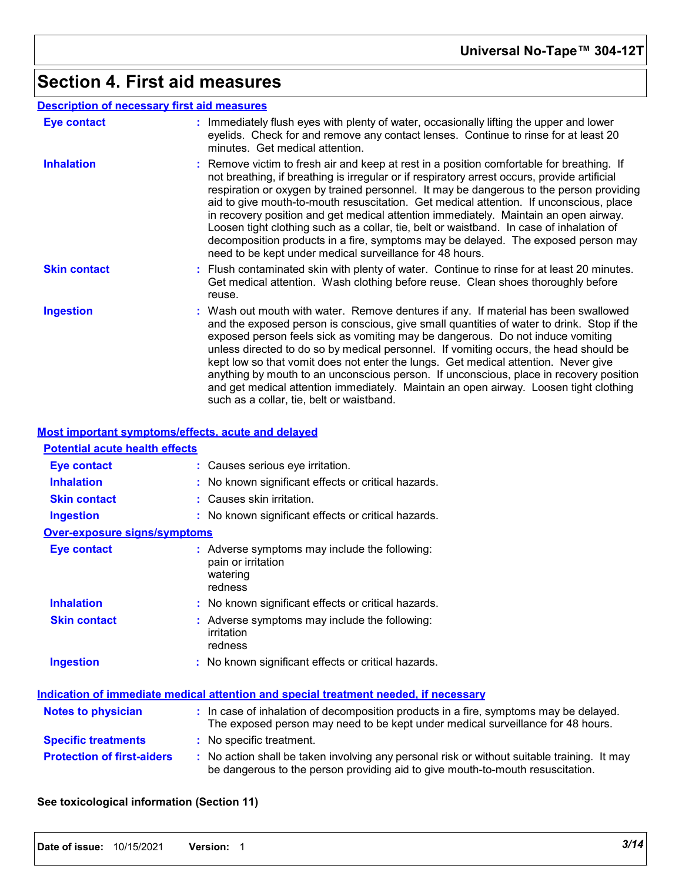# Section 4. First aid measures

**Description of necessary first aid measures**

**Eye contact** : Immediately flush eyes with plenty of water, occasionally lifting the upper and lower eyelids. Check for and remove any contact lenses. Continue to rinse for at least 20 minutes. Get medical attention.

**Inhalation** : Remove victim to fresh air and keep at rest in a position comfortable for breathing. If not breathing, if breathing is irregular or if respiratory arrest occurs, provide artificial respiration or oxygen by trained personnel. It may be dangerous to the person providing aid to give mouth-to-mouth resuscitation. Get medical attention. If unconscious, place in recovery position and get medical attention immediately. Maintain an open airway. Loosen tight clothing such as a collar, tie, belt or waistband. In case of inhalation of decomposition products in a fire, symptoms may be delayed. The exposed person may need to be kept under medical surveillance for 48 hours.

**Skin contact** : Flush contaminated skin with plenty of water. Continue to rinse for at least 20 minutes. Get medical attention. Wash clothing before reuse. Clean shoes thoroughly before reuse.

**Ingestion** : Wash out mouth with water. Remove dentures if any. If material has been swallowed and the exposed person is conscious, give small quantities of water to drink. Stop if the exposed person feels sick as vomiting may be dangerous. Do not induce vomiting unless directed to do so by medical personnel. If vomiting occurs, the head should be kept low so that vomit does not enter the lungs. Get medical attention. Never give anything by mouth to an unconscious person. If unconscious, place in recovery position and get medical attention immediately. Maintain an open airway. Loosen tight clothing such as a collar, tie, belt or waistband.

**Most important symptoms/effects, acute and delayed**

**Potential acute health effects**

**Eye contact** : Causes serious eye irritation.

**Inhalation** : No known significant effects or critical hazards.

**Skin contact** : Causes skin irritation.

**Ingestion** : No known significant effects or critical hazards.

**Over-exposure signs/symptoms**

**Eye contact** : Adverse symptoms may include the following:
pain or irritation
watering
redness

**Inhalation** : No known significant effects or critical hazards.

**Skin contact** : Adverse symptoms may include the following:
irritation
redness

**Ingestion** : No known significant effects or critical hazards.

**Indication of immediate medical attention and special treatment needed, if necessary**

**Notes to physician** : In case of inhalation of decomposition products in a fire, symptoms may be delayed. The exposed person may need to be kept under medical surveillance for 48 hours.

**Specific treatments** : No specific treatment.

**Protection of first-aiders** : No action shall be taken involving any personal risk or without suitable training. It may be dangerous to the person providing aid to give mouth-to-mouth resuscitation.

**See toxicological information (Section 11)**

**Date of issue:** 10/15/2021 **Version:** 1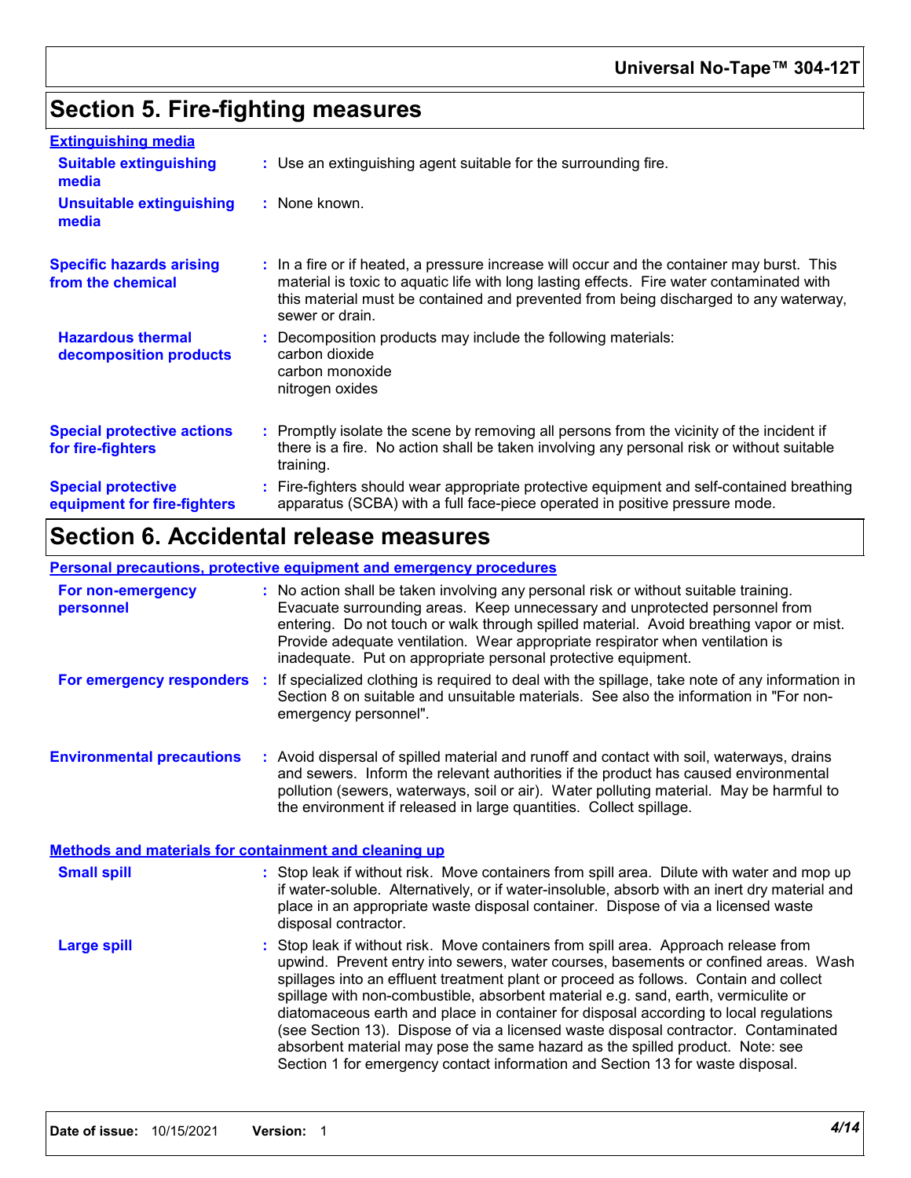## Section 5. Fire-fighting measures

### Extinguishing media

**Suitable extinguishing media** : Use an extinguishing agent suitable for the surrounding fire.

**Unsuitable extinguishing media** : None known.

**Specific hazards arising from the chemical** : In a fire or if heated, a pressure increase will occur and the container may burst. This material is toxic to aquatic life with long lasting effects. Fire water contaminated with this material must be contained and prevented from being discharged to any waterway, sewer or drain.

**Hazardous thermal decomposition products** : Decomposition products may include the following materials:
carbon dioxide
carbon monoxide
nitrogen oxides

**Special protective actions for fire-fighters** : Promptly isolate the scene by removing all persons from the vicinity of the incident if there is a fire. No action shall be taken involving any personal risk or without suitable training.

**Special protective equipment for fire-fighters** : Fire-fighters should wear appropriate protective equipment and self-contained breathing apparatus (SCBA) with a full face-piece operated in positive pressure mode.

## Section 6. Accidental release measures

### Personal precautions, protective equipment and emergency procedures

**For non-emergency personnel** : No action shall be taken involving any personal risk or without suitable training. Evacuate surrounding areas. Keep unnecessary and unprotected personnel from entering. Do not touch or walk through spilled material. Avoid breathing vapor or mist. Provide adequate ventilation. Wear appropriate respirator when ventilation is inadequate. Put on appropriate personal protective equipment.

**For emergency responders** : If specialized clothing is required to deal with the spillage, take note of any information in Section 8 on suitable and unsuitable materials. See also the information in "For non-emergency personnel".

**Environmental precautions** : Avoid dispersal of spilled material and runoff and contact with soil, waterways, drains and sewers. Inform the relevant authorities if the product has caused environmental pollution (sewers, waterways, soil or air). Water polluting material. May be harmful to the environment if released in large quantities. Collect spillage.

### Methods and materials for containment and cleaning up

**Small spill** : Stop leak if without risk. Move containers from spill area. Dilute with water and mop up if water-soluble. Alternatively, or if water-insoluble, absorb with an inert dry material and place in an appropriate waste disposal container. Dispose of via a licensed waste disposal contractor.

**Large spill** : Stop leak if without risk. Move containers from spill area. Approach release from upwind. Prevent entry into sewers, water courses, basements or confined areas. Wash spillages into an effluent treatment plant or proceed as follows. Contain and collect spillage with non-combustible, absorbent material e.g. sand, earth, vermiculite or diatomaceous earth and place in container for disposal according to local regulations (see Section 13). Dispose of via a licensed waste disposal contractor. Contaminated absorbent material may pose the same hazard as the spilled product. Note: see Section 1 for emergency contact information and Section 13 for waste disposal.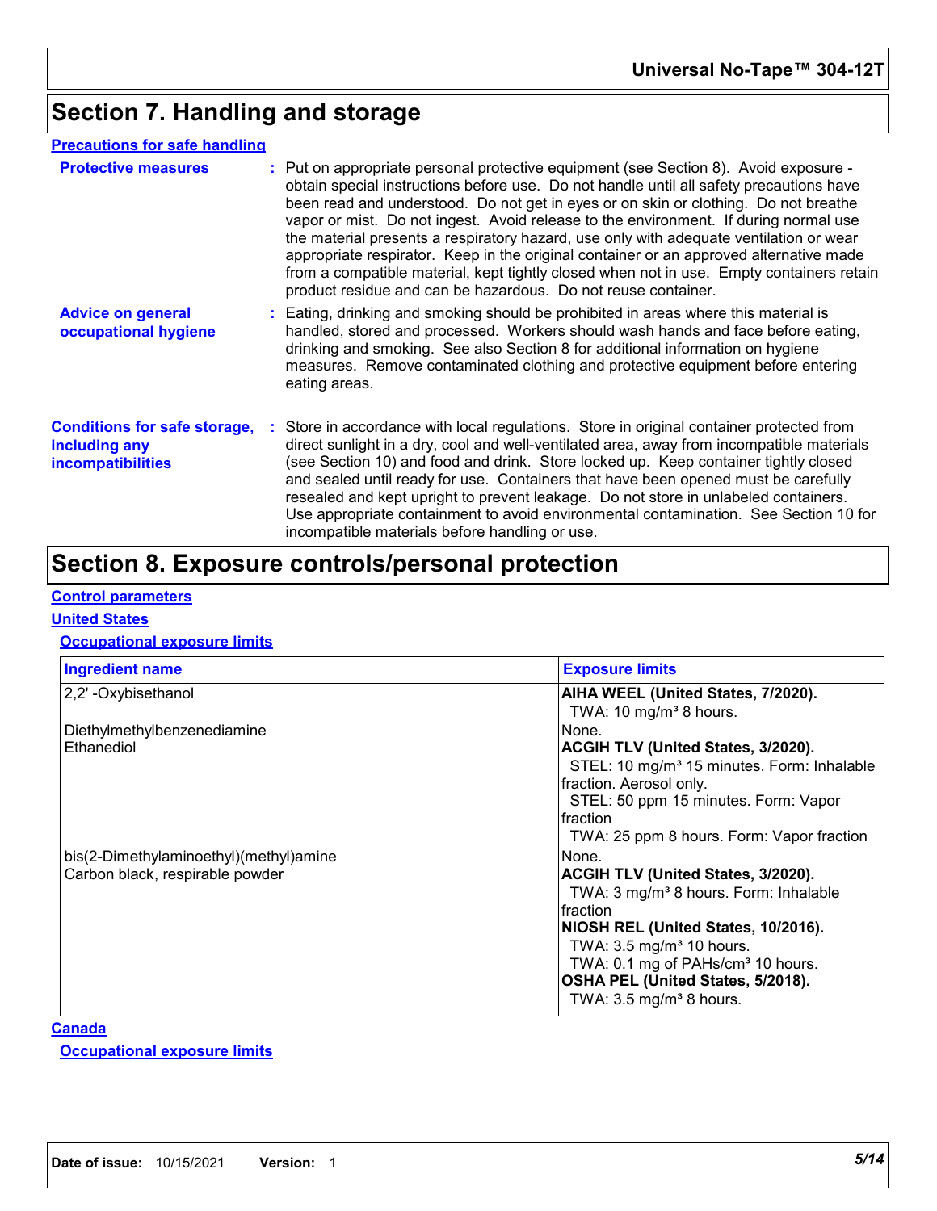## Section 7. Handling and storage

**Precautions for safe handling**

**Protective measures** : Put on appropriate personal protective equipment (see Section 8). Avoid exposure - obtain special instructions before use. Do not handle until all safety precautions have been read and understood. Do not get in eyes or on skin or clothing. Do not breathe vapor or mist. Do not ingest. Avoid release to the environment. If during normal use the material presents a respiratory hazard, use only with adequate ventilation or wear appropriate respirator. Keep in the original container or an approved alternative made from a compatible material, kept tightly closed when not in use. Empty containers retain product residue and can be hazardous. Do not reuse container.

**Advice on general occupational hygiene** : Eating, drinking and smoking should be prohibited in areas where this material is handled, stored and processed. Workers should wash hands and face before eating, drinking and smoking. See also Section 8 for additional information on hygiene measures. Remove contaminated clothing and protective equipment before entering eating areas.

**Conditions for safe storage, including any incompatibilities** : Store in accordance with local regulations. Store in original container protected from direct sunlight in a dry, cool and well-ventilated area, away from incompatible materials (see Section 10) and food and drink. Store locked up. Keep container tightly closed and sealed until ready for use. Containers that have been opened must be carefully resealed and kept upright to prevent leakage. Do not store in unlabeled containers. Use appropriate containment to avoid environmental contamination. See Section 10 for incompatible materials before handling or use.

## Section 8. Exposure controls/personal protection

**Control parameters**

**United States**

**Occupational exposure limits**

| Ingredient name | Exposure limits |
|---|---|
| 2,2' -Oxybisethanol | **AIHA WEEL (United States, 7/2020).**<br>TWA: 10 mg/m³ 8 hours. |
| Diethylmethylbenzenediamine | None. |
| Ethanediol | **ACGIH TLV (United States, 3/2020).**<br>STEL: 10 mg/m³ 15 minutes. Form: Inhalable fraction. Aerosol only.<br>STEL: 50 ppm 15 minutes. Form: Vapor fraction<br>TWA: 25 ppm 8 hours. Form: Vapor fraction |
| bis(2-Dimethylaminoethyl)(methyl)amine | None. |
| Carbon black, respirable powder | **ACGIH TLV (United States, 3/2020).**<br>TWA: 3 mg/m³ 8 hours. Form: Inhalable fraction<br>**NIOSH REL (United States, 10/2016).**<br>TWA: 3.5 mg/m³ 10 hours.<br>TWA: 0.1 mg of PAHs/cm³ 10 hours.<br>**OSHA PEL (United States, 5/2018).**<br>TWA: 3.5 mg/m³ 8 hours. |

**Canada**

**Occupational exposure limits**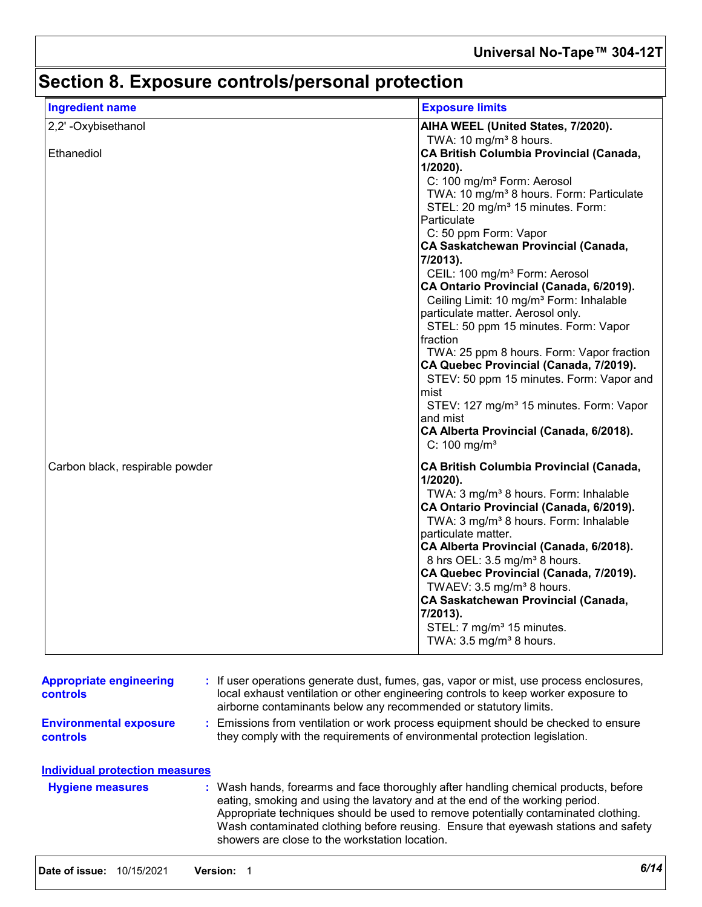# Section 8. Exposure controls/personal protection

| Ingredient name | Exposure limits |
|---|---|
| 2,2' -Oxybisethanol | **AIHA WEEL (United States, 7/2020).**<br>TWA: 10 mg/m³ 8 hours. |
| Ethanediol | **CA British Columbia Provincial (Canada, 1/2020).**<br>C: 100 mg/m³ Form: Aerosol<br>TWA: 10 mg/m³ 8 hours. Form: Particulate<br>STEL: 20 mg/m³ 15 minutes. Form: Particulate<br>C: 50 ppm Form: Vapor<br>**CA Saskatchewan Provincial (Canada, 7/2013).**<br>CEIL: 100 mg/m³ Form: Aerosol<br>**CA Ontario Provincial (Canada, 6/2019).**<br>Ceiling Limit: 10 mg/m³ Form: Inhalable particulate matter. Aerosol only.<br>STEL: 50 ppm 15 minutes. Form: Vapor fraction<br>TWA: 25 ppm 8 hours. Form: Vapor fraction<br>**CA Quebec Provincial (Canada, 7/2019).**<br>STEV: 50 ppm 15 minutes. Form: Vapor and mist<br>STEV: 127 mg/m³ 15 minutes. Form: Vapor and mist<br>**CA Alberta Provincial (Canada, 6/2018).**<br>C: 100 mg/m³ |
| Carbon black, respirable powder | **CA British Columbia Provincial (Canada, 1/2020).**<br>TWA: 3 mg/m³ 8 hours. Form: Inhalable<br>**CA Ontario Provincial (Canada, 6/2019).**<br>TWA: 3 mg/m³ 8 hours. Form: Inhalable particulate matter.<br>**CA Alberta Provincial (Canada, 6/2018).**<br>8 hrs OEL: 3.5 mg/m³ 8 hours.<br>**CA Quebec Provincial (Canada, 7/2019).**<br>TWAEV: 3.5 mg/m³ 8 hours.<br>**CA Saskatchewan Provincial (Canada, 7/2013).**<br>STEL: 7 mg/m³ 15 minutes.<br>TWA: 3.5 mg/m³ 8 hours. |

**Appropriate engineering controls** : If user operations generate dust, fumes, gas, vapor or mist, use process enclosures, local exhaust ventilation or other engineering controls to keep worker exposure to airborne contaminants below any recommended or statutory limits.

**Environmental exposure controls** : Emissions from ventilation or work process equipment should be checked to ensure they comply with the requirements of environmental protection legislation.

## Individual protection measures

**Hygiene measures** : Wash hands, forearms and face thoroughly after handling chemical products, before eating, smoking and using the lavatory and at the end of the working period. Appropriate techniques should be used to remove potentially contaminated clothing. Wash contaminated clothing before reusing. Ensure that eyewash stations and safety showers are close to the workstation location.

**Date of issue:** 10/15/2021 **Version:** 1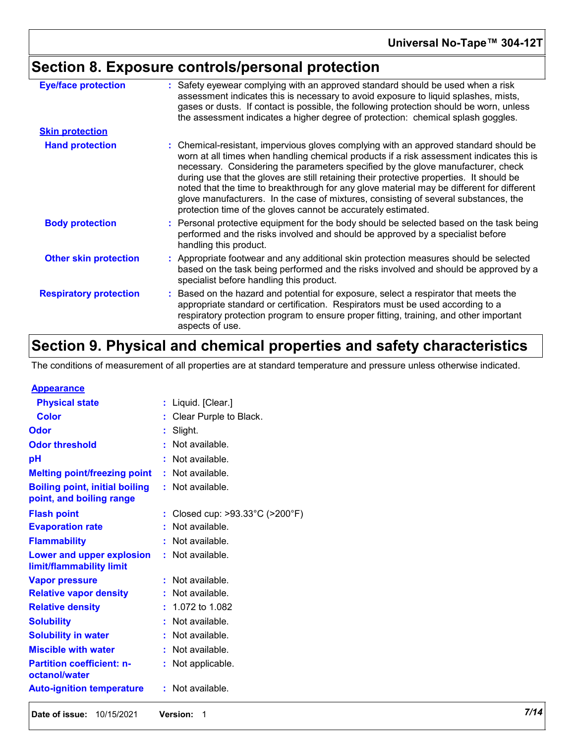## Section 8. Exposure controls/personal protection

**Eye/face protection** : Safety eyewear complying with an approved standard should be used when a risk assessment indicates this is necessary to avoid exposure to liquid splashes, mists, gases or dusts. If contact is possible, the following protection should be worn, unless the assessment indicates a higher degree of protection: chemical splash goggles.

**Skin protection**

**Hand protection** : Chemical-resistant, impervious gloves complying with an approved standard should be worn at all times when handling chemical products if a risk assessment indicates this is necessary. Considering the parameters specified by the glove manufacturer, check during use that the gloves are still retaining their protective properties. It should be noted that the time to breakthrough for any glove material may be different for different glove manufacturers. In the case of mixtures, consisting of several substances, the protection time of the gloves cannot be accurately estimated.

**Body protection** : Personal protective equipment for the body should be selected based on the task being performed and the risks involved and should be approved by a specialist before handling this product.

**Other skin protection** : Appropriate footwear and any additional skin protection measures should be selected based on the task being performed and the risks involved and should be approved by a specialist before handling this product.

**Respiratory protection** : Based on the hazard and potential for exposure, select a respirator that meets the appropriate standard or certification. Respirators must be used according to a respiratory protection program to ensure proper fitting, training, and other important aspects of use.

## Section 9. Physical and chemical properties and safety characteristics

The conditions of measurement of all properties are at standard temperature and pressure unless otherwise indicated.

**Appearance**

**Physical state** : Liquid. [Clear.]

**Color** : Clear Purple to Black.

**Odor** : Slight.

**Odor threshold** : Not available.

**pH** : Not available.

**Melting point/freezing point** : Not available.

**Boiling point, initial boiling point, and boiling range** : Not available.

**Flash point** : Closed cup: >93.33°C (>200°F)

**Evaporation rate** : Not available.

**Flammability** : Not available.

**Lower and upper explosion limit/flammability limit** : Not available.

**Vapor pressure** : Not available.

**Relative vapor density** : Not available.

**Relative density** : 1.072 to 1.082

**Solubility** : Not available.

**Solubility in water** : Not available.

**Miscible with water** : Not available.

**Partition coefficient: n-octanol/water** : Not applicable.

**Auto-ignition temperature** : Not available.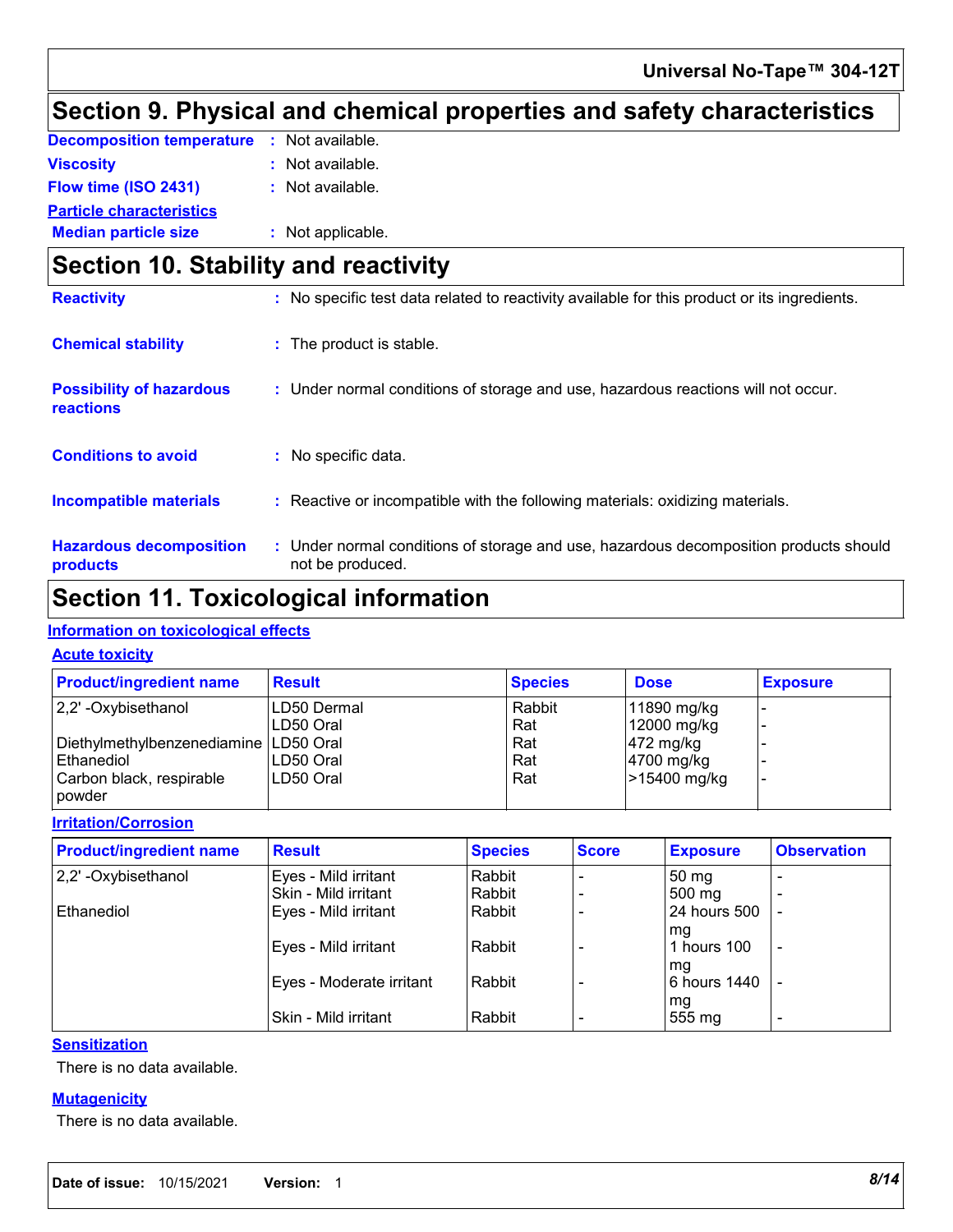## Section 9. Physical and chemical properties and safety characteristics

**Decomposition temperature** : Not available.

**Viscosity** : Not available.

**Flow time (ISO 2431)** : Not available.

**Particle characteristics**

**Median particle size** : Not applicable.

## Section 10. Stability and reactivity

**Reactivity** : No specific test data related to reactivity available for this product or its ingredients.

**Chemical stability** : The product is stable.

**Possibility of hazardous reactions** : Under normal conditions of storage and use, hazardous reactions will not occur.

**Conditions to avoid** : No specific data.

**Incompatible materials** : Reactive or incompatible with the following materials: oxidizing materials.

**Hazardous decomposition products** : Under normal conditions of storage and use, hazardous decomposition products should not be produced.

## Section 11. Toxicological information

**Information on toxicological effects**

**Acute toxicity**

| Product/ingredient name | Result | Species | Dose | Exposure |
|---|---|---|---|---|
| 2,2' -Oxybisethanol | LD50 Dermal | Rabbit | 11890 mg/kg | - |
| | LD50 Oral | Rat | 12000 mg/kg | - |
| Diethylmethylbenzenediamine | LD50 Oral | Rat | 472 mg/kg | - |
| Ethanediol | LD50 Oral | Rat | 4700 mg/kg | - |
| Carbon black, respirable powder | LD50 Oral | Rat | >15400 mg/kg | - |

**Irritation/Corrosion**

| Product/ingredient name | Result | Species | Score | Exposure | Observation |
|---|---|---|---|---|---|
| 2,2' -Oxybisethanol | Eyes - Mild irritant | Rabbit | - | 50 mg | - |
| | Skin - Mild irritant | Rabbit | - | 500 mg | - |
| Ethanediol | Eyes - Mild irritant | Rabbit | - | 24 hours 500 mg | - |
| | Eyes - Mild irritant | Rabbit | - | 1 hours 100 mg | - |
| | Eyes - Moderate irritant | Rabbit | - | 6 hours 1440 mg | - |
| | Skin - Mild irritant | Rabbit | - | 555 mg | - |

**Sensitization**

There is no data available.

**Mutagenicity**

There is no data available.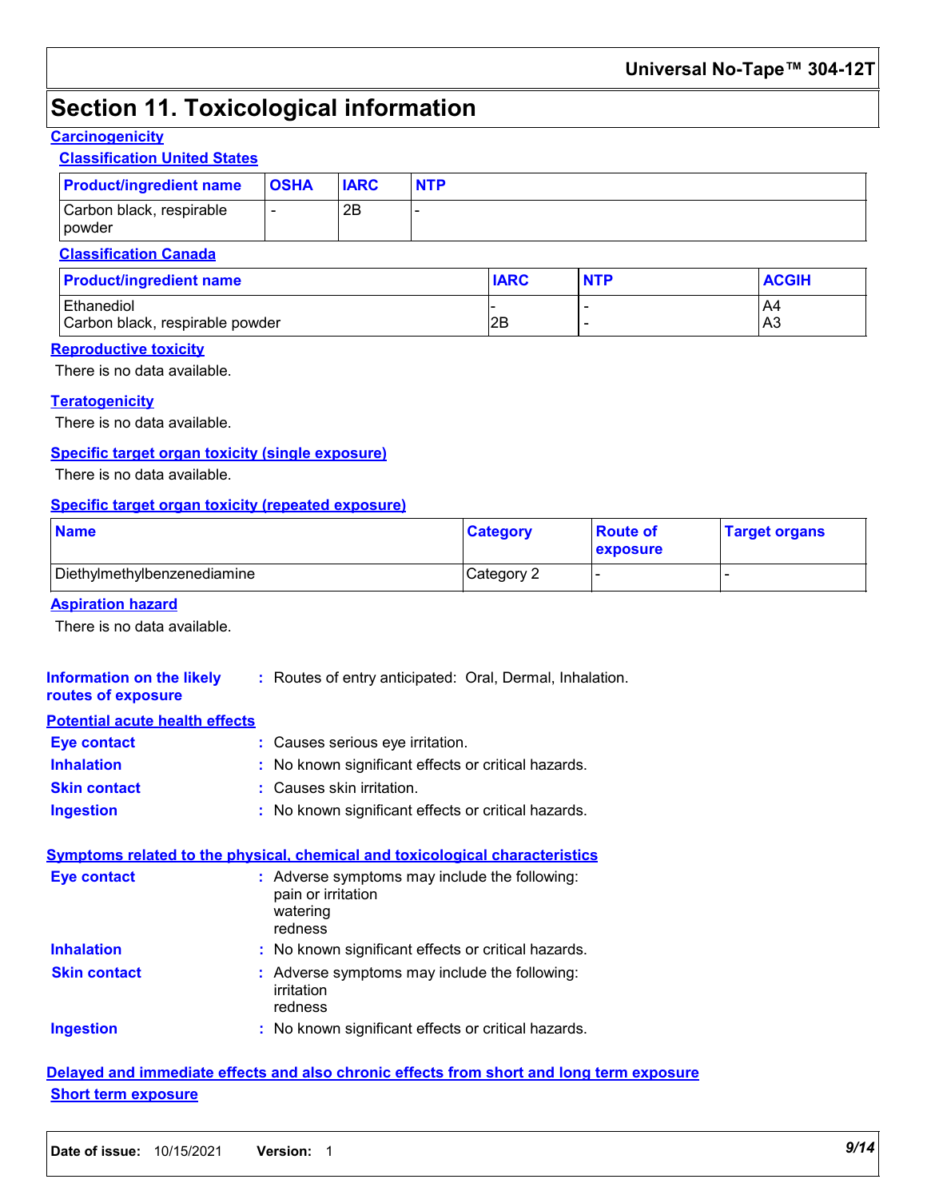# Section 11. Toxicological information

## Carcinogenicity

### Classification United States

| Product/ingredient name | OSHA | IARC | NTP |
| --- | --- | --- | --- |
| Carbon black, respirable powder | - | 2B | - |

### Classification Canada

| Product/ingredient name | IARC | NTP | ACGIH |
| --- | --- | --- | --- |
| Ethanediol | - | - | A4 |
| Carbon black, respirable powder | 2B | - | A3 |

## Reproductive toxicity

There is no data available.

## Teratogenicity

There is no data available.

## Specific target organ toxicity (single exposure)

There is no data available.

## Specific target organ toxicity (repeated exposure)

| Name | Category | Route of exposure | Target organs |
| --- | --- | --- | --- |
| Diethylmethylbenzenediamine | Category 2 | - | - |

## Aspiration hazard

There is no data available.

**Information on the likely routes of exposure** : Routes of entry anticipated: Oral, Dermal, Inhalation.

## Potential acute health effects

**Eye contact** : Causes serious eye irritation.

**Inhalation** : No known significant effects or critical hazards.

**Skin contact** : Causes skin irritation.

**Ingestion** : No known significant effects or critical hazards.

## Symptoms related to the physical, chemical and toxicological characteristics

**Eye contact** : Adverse symptoms may include the following:
pain or irritation
watering
redness

**Inhalation** : No known significant effects or critical hazards.

**Skin contact** : Adverse symptoms may include the following:
irritation
redness

**Ingestion** : No known significant effects or critical hazards.

## Delayed and immediate effects and also chronic effects from short and long term exposure

### Short term exposure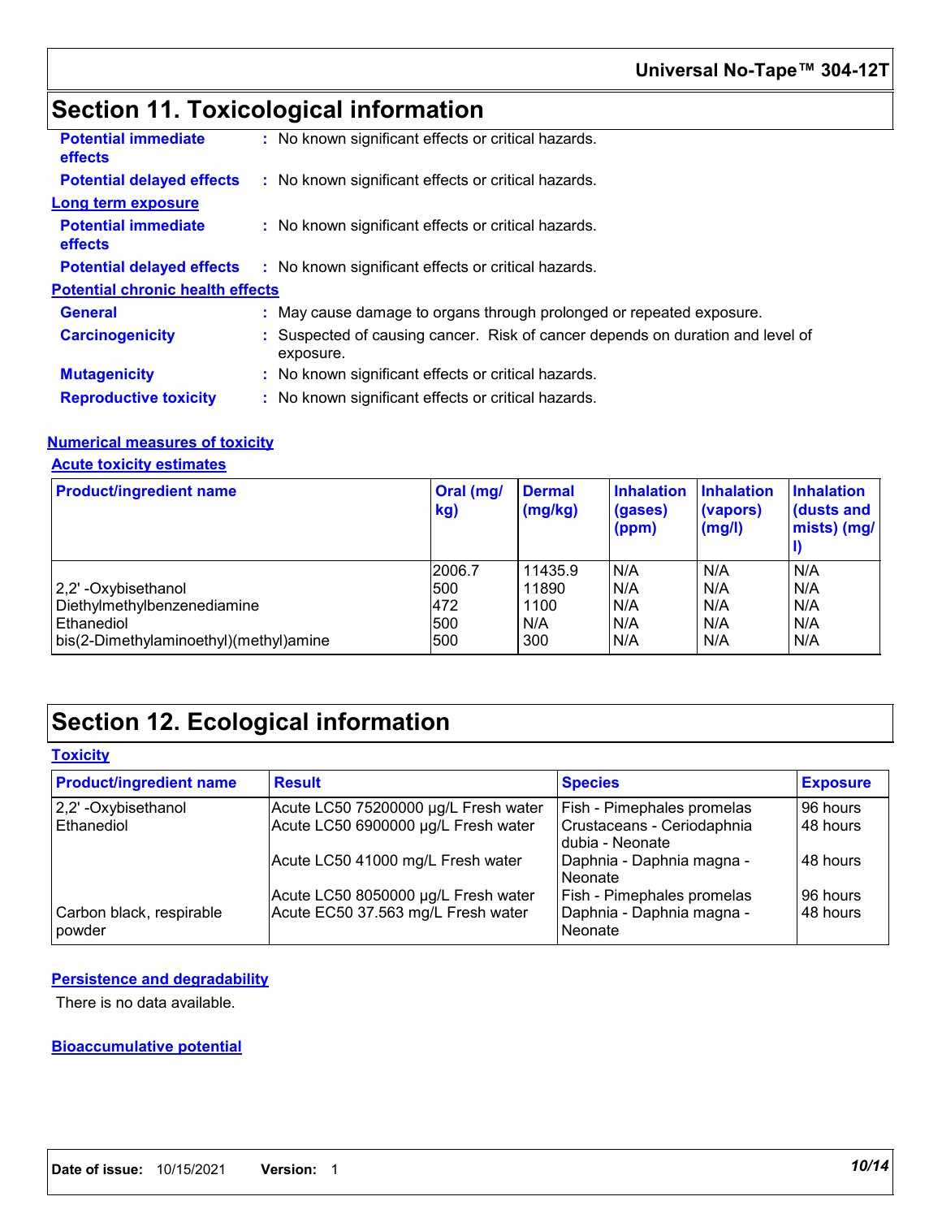# Section 11. Toxicological information

**Potential immediate effects** : No known significant effects or critical hazards.

**Potential delayed effects** : No known significant effects or critical hazards.

**Long term exposure**

**Potential immediate effects** : No known significant effects or critical hazards.

**Potential delayed effects** : No known significant effects or critical hazards.

**Potential chronic health effects**

**General** : May cause damage to organs through prolonged or repeated exposure.

**Carcinogenicity** : Suspected of causing cancer. Risk of cancer depends on duration and level of exposure.

**Mutagenicity** : No known significant effects or critical hazards.

**Reproductive toxicity** : No known significant effects or critical hazards.

**Numerical measures of toxicity**

**Acute toxicity estimates**

| Product/ingredient name | Oral (mg/kg) | Dermal (mg/kg) | Inhalation (gases) (ppm) | Inhalation (vapors) (mg/l) | Inhalation (dusts and mists) (mg/l) |
|---|---|---|---|---|---|
| | 2006.7 | 11435.9 | N/A | N/A | N/A |
| 2,2' -Oxybisethanol | 500 | 11890 | N/A | N/A | N/A |
| Diethylmethylbenzenediamine | 472 | 1100 | N/A | N/A | N/A |
| Ethanediol | 500 | N/A | N/A | N/A | N/A |
| bis(2-Dimethylaminoethyl)(methyl)amine | 500 | 300 | N/A | N/A | N/A |

# Section 12. Ecological information

**Toxicity**

| Product/ingredient name | Result | Species | Exposure |
|---|---|---|---|
| 2,2' -Oxybisethanol | Acute LC50 75200000 µg/L Fresh water | Fish - Pimephales promelas | 96 hours |
| Ethanediol | Acute LC50 6900000 µg/L Fresh water | Crustaceans - Ceriodaphnia dubia - Neonate | 48 hours |
| | Acute LC50 41000 mg/L Fresh water | Daphnia - Daphnia magna - Neonate | 48 hours |
| | Acute LC50 8050000 µg/L Fresh water | Fish - Pimephales promelas | 96 hours |
| Carbon black, respirable powder | Acute EC50 37.563 mg/L Fresh water | Daphnia - Daphnia magna - Neonate | 48 hours |

**Persistence and degradability**

There is no data available.

**Bioaccumulative potential**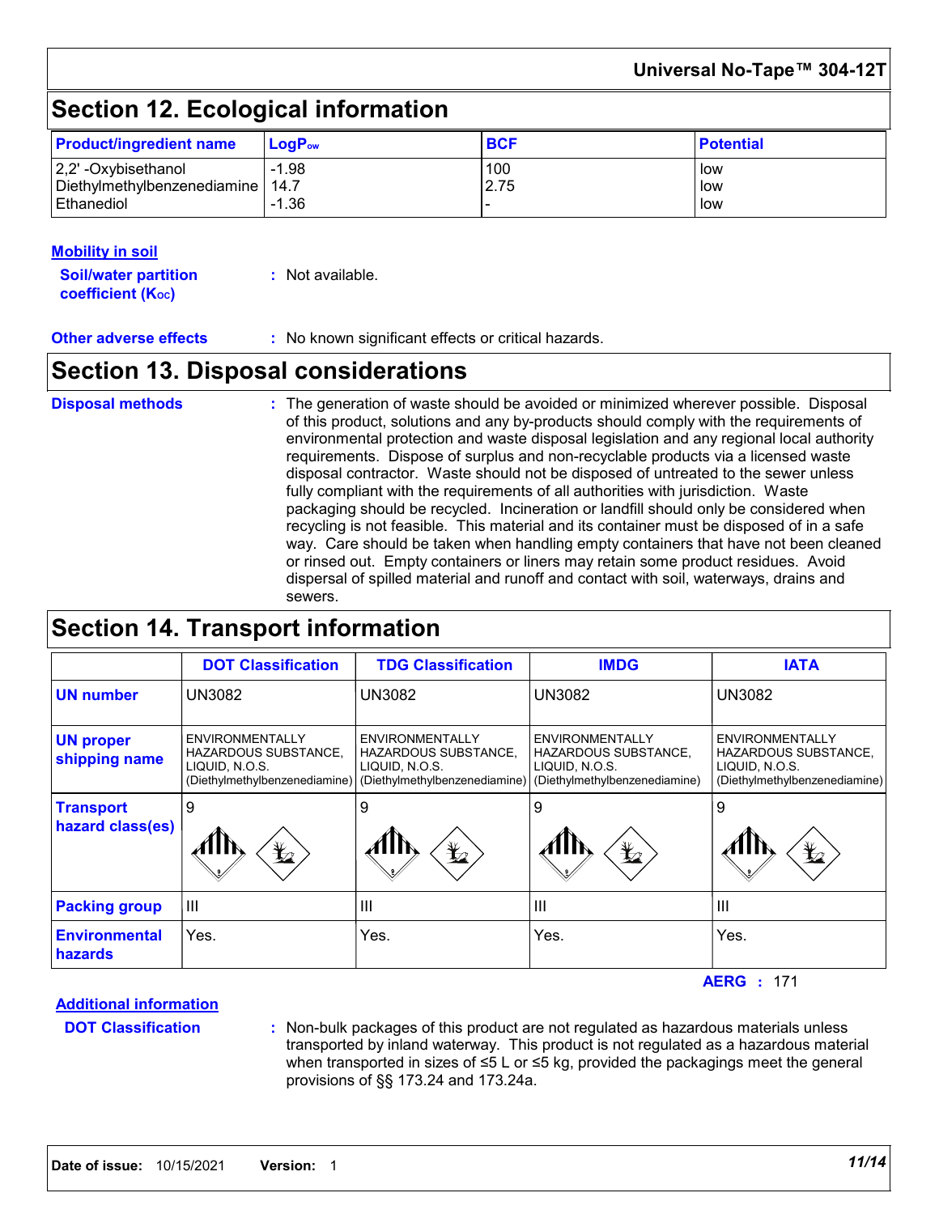## Section 12. Ecological information

| Product/ingredient name | $LogP_{ow}$ | BCF | Potential |
|---|---|---|---|
| 2,2' -Oxybisethanol | -1.98 | 100 | low |
| Diethylmethylbenzenediamine | 14.7 | 2.75 | low |
| Ethanediol | -1.36 | - | low |

### Mobility in soil

**Soil/water partition coefficient ($K_{OC}$)** : Not available.

**Other adverse effects** : No known significant effects or critical hazards.

## Section 13. Disposal considerations

**Disposal methods** : The generation of waste should be avoided or minimized wherever possible. Disposal of this product, solutions and any by-products should comply with the requirements of environmental protection and waste disposal legislation and any regional local authority requirements. Dispose of surplus and non-recyclable products via a licensed waste disposal contractor. Waste should not be disposed of untreated to the sewer unless fully compliant with the requirements of all authorities with jurisdiction. Waste packaging should be recycled. Incineration or landfill should only be considered when recycling is not feasible. This material and its container must be disposed of in a safe way. Care should be taken when handling empty containers that have not been cleaned or rinsed out. Empty containers or liners may retain some product residues. Avoid dispersal of spilled material and runoff and contact with soil, waterways, drains and sewers.

## Section 14. Transport information

| | DOT Classification | TDG Classification | IMDG | IATA |
|---|---|---|---|---|
| UN number | UN3082 | UN3082 | UN3082 | UN3082 |
| UN proper shipping name | ENVIRONMENTALLY HAZARDOUS SUBSTANCE, LIQUID, N.O.S. (Diethylmethylbenzenediamine) | ENVIRONMENTALLY HAZARDOUS SUBSTANCE, LIQUID, N.O.S. (Diethylmethylbenzenediamine) | ENVIRONMENTALLY HAZARDOUS SUBSTANCE, LIQUID, N.O.S. (Diethylmethylbenzenediamine) | ENVIRONMENTALLY HAZARDOUS SUBSTANCE, LIQUID, N.O.S. (Diethylmethylbenzenediamine) |
| Transport hazard class(es) | 9 | 9 | 9 | 9 |
| Packing group | III | III | III | III |
| Environmental hazards | Yes. | Yes. | Yes. | Yes. |

**AERG** : 171

### Additional information

**DOT Classification** : Non-bulk packages of this product are not regulated as hazardous materials unless transported by inland waterway. This product is not regulated as a hazardous material when transported in sizes of ≤5 L or ≤5 kg, provided the packagings meet the general provisions of §§ 173.24 and 173.24a.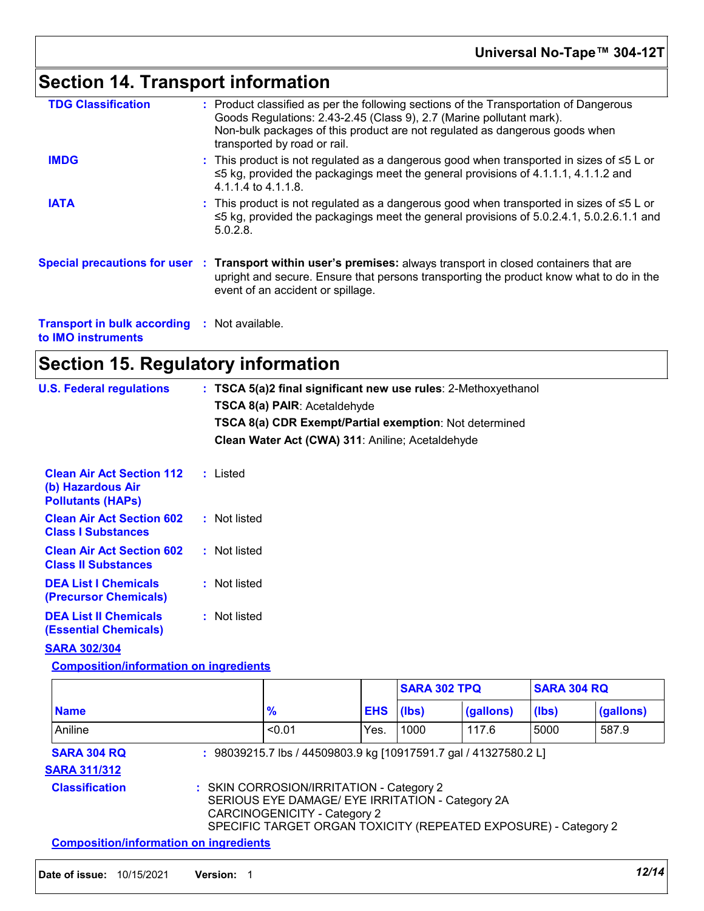## Section 14. Transport information

**TDG Classification** : Product classified as per the following sections of the Transportation of Dangerous Goods Regulations: 2.43-2.45 (Class 9), 2.7 (Marine pollutant mark).
Non-bulk packages of this product are not regulated as dangerous goods when transported by road or rail.

**IMDG** : This product is not regulated as a dangerous good when transported in sizes of ≤5 L or ≤5 kg, provided the packagings meet the general provisions of 4.1.1.1, 4.1.1.2 and 4.1.1.4 to 4.1.1.8.

**IATA** : This product is not regulated as a dangerous good when transported in sizes of ≤5 L or ≤5 kg, provided the packagings meet the general provisions of 5.0.2.4.1, 5.0.2.6.1.1 and 5.0.2.8.

**Special precautions for user** : **Transport within user's premises:** always transport in closed containers that are upright and secure. Ensure that persons transporting the product know what to do in the event of an accident or spillage.

**Transport in bulk according to IMO instruments** : Not available.

## Section 15. Regulatory information

**U.S. Federal regulations** : **TSCA 5(a)2 final significant new use rules**: 2-Methoxyethanol
**TSCA 8(a) PAIR**: Acetaldehyde
**TSCA 8(a) CDR Exempt/Partial exemption**: Not determined
**Clean Water Act (CWA) 311**: Aniline; Acetaldehyde

**Clean Air Act Section 112 (b) Hazardous Air Pollutants (HAPs)** : Listed

**Clean Air Act Section 602 Class I Substances** : Not listed

**Clean Air Act Section 602 Class II Substances** : Not listed

**DEA List I Chemicals (Precursor Chemicals)** : Not listed

**DEA List II Chemicals (Essential Chemicals)** : Not listed

**SARA 302/304**

**Composition/information on ingredients**

| | | | SARA 302 TPQ | | SARA 304 RQ | |
|---|---|---|---|---|---|---|
| **Name** | **%** | **EHS** | **(lbs)** | **(gallons)** | **(lbs)** | **(gallons)** |
| Aniline | <0.01 | Yes. | 1000 | 117.6 | 5000 | 587.9 |

**SARA 304 RQ** : 98039215.7 lbs / 44509803.9 kg [10917591.7 gal / 41327580.2 L]

**SARA 311/312**

**Classification** : SKIN CORROSION/IRRITATION - Category 2
SERIOUS EYE DAMAGE/ EYE IRRITATION - Category 2A
CARCINOGENICITY - Category 2
SPECIFIC TARGET ORGAN TOXICITY (REPEATED EXPOSURE) - Category 2

**Composition/information on ingredients**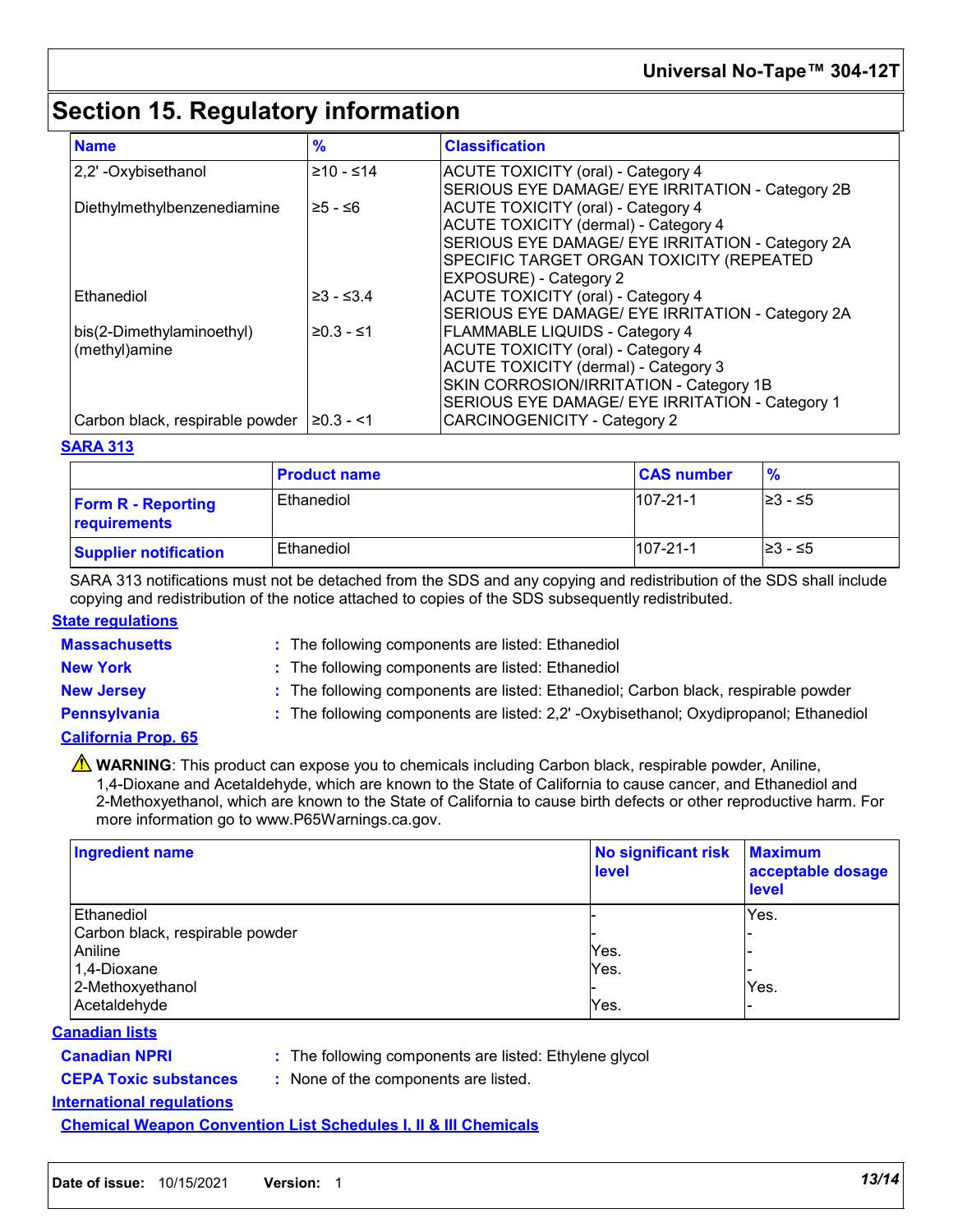# Section 15. Regulatory information

| Name | % | Classification |
|---|---|---|
| 2,2' -Oxybisethanol | ≥10 - ≤14 | ACUTE TOXICITY (oral) - Category 4<br>SERIOUS EYE DAMAGE/ EYE IRRITATION - Category 2B |
| Diethylmethylbenzenediamine | ≥5 - ≤6 | ACUTE TOXICITY (oral) - Category 4<br>ACUTE TOXICITY (dermal) - Category 4<br>SERIOUS EYE DAMAGE/ EYE IRRITATION - Category 2A<br>SPECIFIC TARGET ORGAN TOXICITY (REPEATED EXPOSURE) - Category 2 |
| Ethanediol | ≥3 - ≤3.4 | ACUTE TOXICITY (oral) - Category 4<br>SERIOUS EYE DAMAGE/ EYE IRRITATION - Category 2A |
| bis(2-Dimethylaminoethyl)(methyl)amine | ≥0.3 - ≤1 | FLAMMABLE LIQUIDS - Category 4<br>ACUTE TOXICITY (oral) - Category 4<br>ACUTE TOXICITY (dermal) - Category 3<br>SKIN CORROSION/IRRITATION - Category 1B<br>SERIOUS EYE DAMAGE/ EYE IRRITATION - Category 1 |
| Carbon black, respirable powder | ≥0.3 - <1 | CARCINOGENICITY - Category 2 |

**SARA 313**

| | Product name | CAS number | % |
|---|---|---|---|
| **Form R - Reporting requirements** | Ethanediol | 107-21-1 | ≥3 - ≤5 |
| **Supplier notification** | Ethanediol | 107-21-1 | ≥3 - ≤5 |

SARA 313 notifications must not be detached from the SDS and any copying and redistribution of the SDS shall include copying and redistribution of the notice attached to copies of the SDS subsequently redistributed.

**State regulations**

**Massachusetts** : The following components are listed: Ethanediol

**New York** : The following components are listed: Ethanediol

**New Jersey** : The following components are listed: Ethanediol; Carbon black, respirable powder

**Pennsylvania** : The following components are listed: 2,2' -Oxybisethanol; Oxydipropanol; Ethanediol

**California Prop. 65**

⚠ **WARNING**: This product can expose you to chemicals including Carbon black, respirable powder, Aniline, 1,4-Dioxane and Acetaldehyde, which are known to the State of California to cause cancer, and Ethanediol and 2-Methoxyethanol, which are known to the State of California to cause birth defects or other reproductive harm. For more information go to www.P65Warnings.ca.gov.

| Ingredient name | No significant risk level | Maximum acceptable dosage level |
|---|---|---|
| Ethanediol | - | Yes. |
| Carbon black, respirable powder | - | - |
| Aniline | Yes. | - |
| 1,4-Dioxane | Yes. | - |
| 2-Methoxyethanol | - | Yes. |
| Acetaldehyde | Yes. | - |

**Canadian lists**

**Canadian NPRI** : The following components are listed: Ethylene glycol

**CEPA Toxic substances** : None of the components are listed.

**International regulations**

**Chemical Weapon Convention List Schedules I, II & III Chemicals**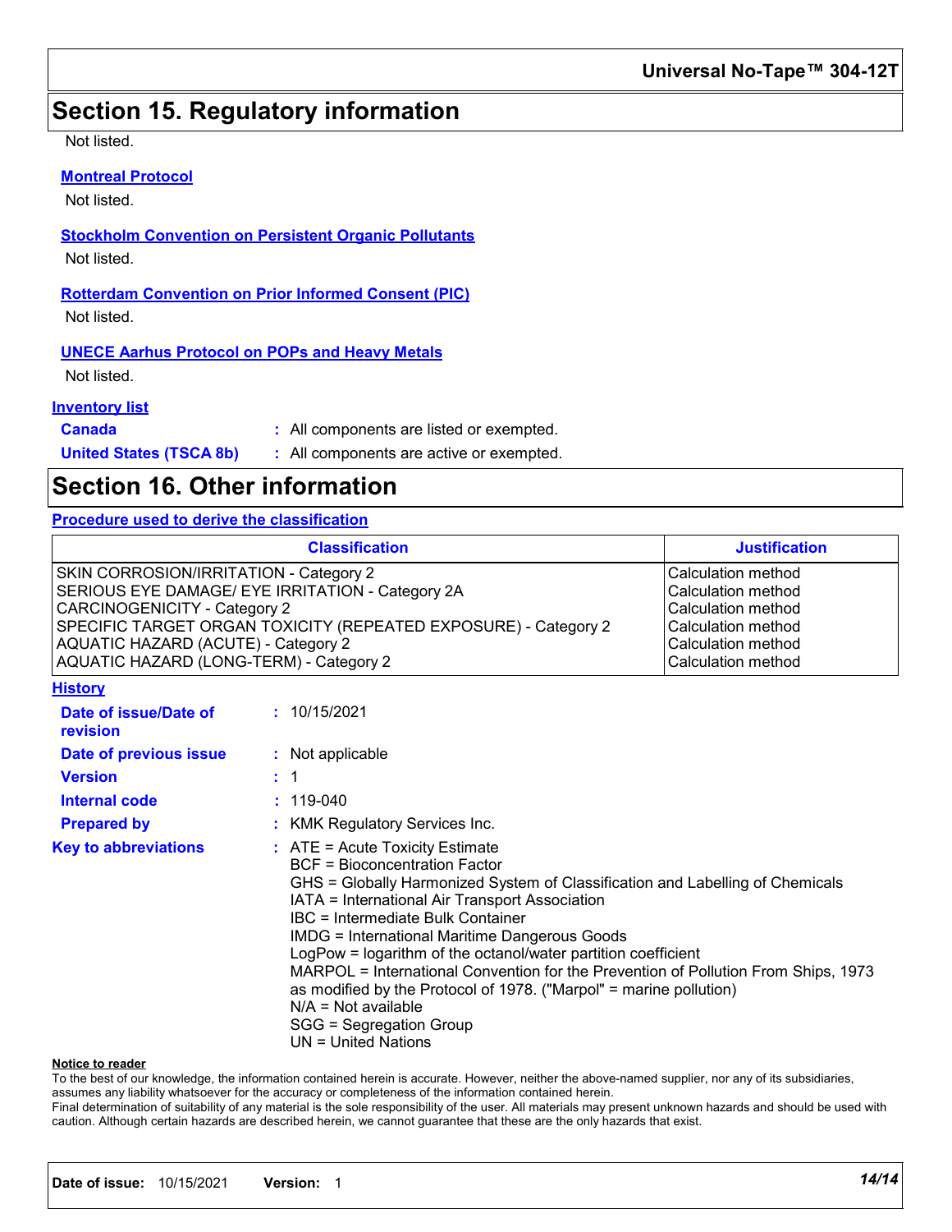# Section 15. Regulatory information

Not listed.

**Montreal Protocol**

Not listed.

**Stockholm Convention on Persistent Organic Pollutants**

Not listed.

**Rotterdam Convention on Prior Informed Consent (PIC)**

Not listed.

**UNECE Aarhus Protocol on POPs and Heavy Metals**

Not listed.

**Inventory list**

**Canada** : All components are listed or exempted.

**United States (TSCA 8b)** : All components are active or exempted.

# Section 16. Other information

**Procedure used to derive the classification**

| Classification | Justification |
|---|---|
| SKIN CORROSION/IRRITATION - Category 2 | Calculation method |
| SERIOUS EYE DAMAGE/ EYE IRRITATION - Category 2A | Calculation method |
| CARCINOGENICITY - Category 2 | Calculation method |
| SPECIFIC TARGET ORGAN TOXICITY (REPEATED EXPOSURE) - Category 2 | Calculation method |
| AQUATIC HAZARD (ACUTE) - Category 2 | Calculation method |
| AQUATIC HAZARD (LONG-TERM) - Category 2 | Calculation method |

**History**

**Date of issue/Date of revision** : 10/15/2021

**Date of previous issue** : Not applicable

**Version** : 1

**Internal code** : 119-040

**Prepared by** : KMK Regulatory Services Inc.

**Key to abbreviations** :
ATE = Acute Toxicity Estimate
BCF = Bioconcentration Factor
GHS = Globally Harmonized System of Classification and Labelling of Chemicals
IATA = International Air Transport Association
IBC = Intermediate Bulk Container
IMDG = International Maritime Dangerous Goods
LogPow = logarithm of the octanol/water partition coefficient
MARPOL = International Convention for the Prevention of Pollution From Ships, 1973 as modified by the Protocol of 1978. ("Marpol" = marine pollution)
N/A = Not available
SGG = Segregation Group
UN = United Nations

**Notice to reader**

To the best of our knowledge, the information contained herein is accurate. However, neither the above-named supplier, nor any of its subsidiaries, assumes any liability whatsoever for the accuracy or completeness of the information contained herein.
Final determination of suitability of any material is the sole responsibility of the user. All materials may present unknown hazards and should be used with caution. Although certain hazards are described herein, we cannot guarantee that these are the only hazards that exist.